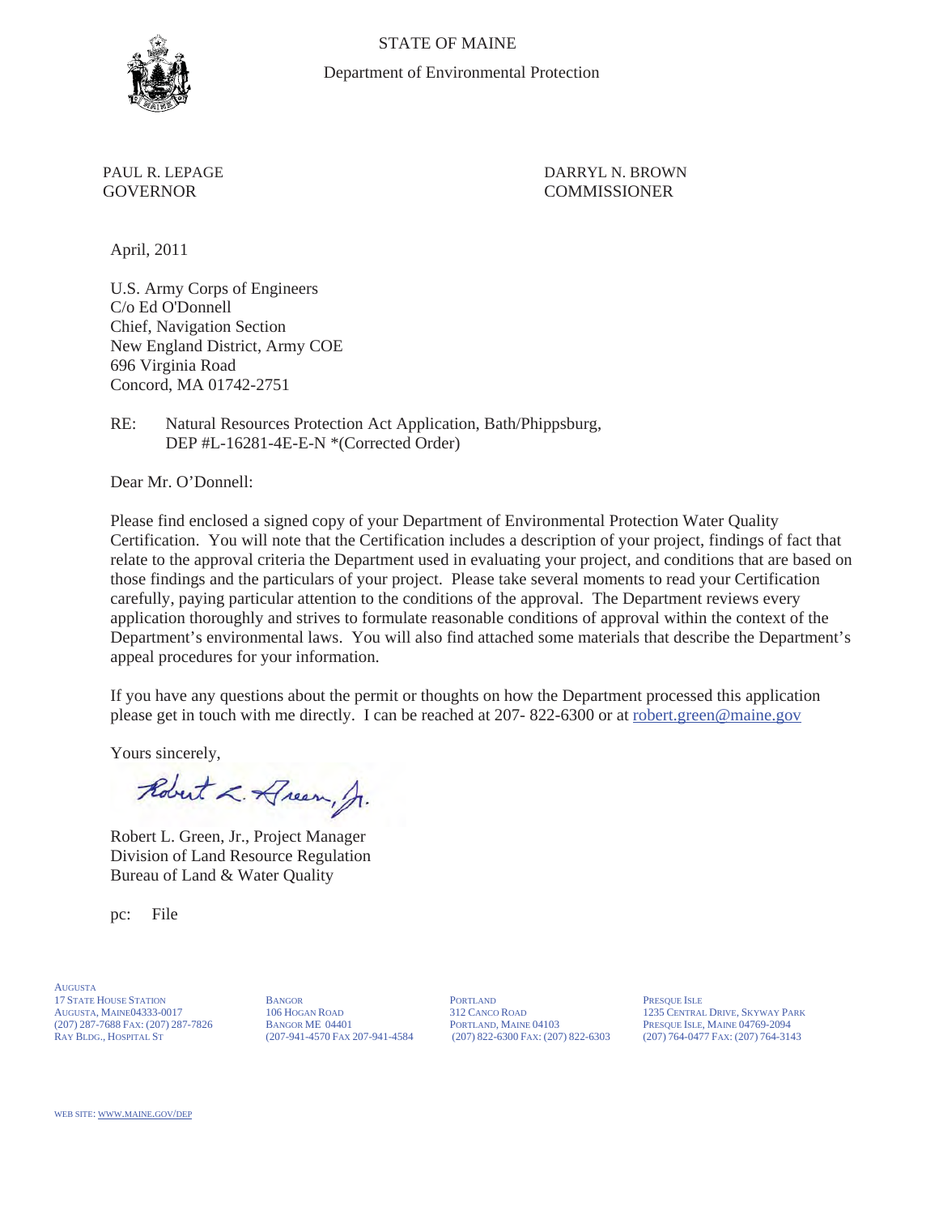STATE OF MAINE

Department of Environmental Protection

PAUL R. LEPAGE
GOVERNOR

DARRYL N. BROWN
COMMISSIONER

April, 2011

U.S. Army Corps of Engineers
C/o Ed O'Donnell
Chief, Navigation Section
New England District, Army COE
696 Virginia Road
Concord, MA 01742-2751

RE: Natural Resources Protection Act Application, Bath/Phippsburg,
DEP #L-16281-4E-E-N *(Corrected Order)

Dear Mr. O'Donnell:

Please find enclosed a signed copy of your Department of Environmental Protection Water Quality Certification. You will note that the Certification includes a description of your project, findings of fact that relate to the approval criteria the Department used in evaluating your project, and conditions that are based on those findings and the particulars of your project. Please take several moments to read your Certification carefully, paying particular attention to the conditions of the approval. The Department reviews every application thoroughly and strives to formulate reasonable conditions of approval within the context of the Department's environmental laws. You will also find attached some materials that describe the Department's appeal procedures for your information.

If you have any questions about the permit or thoughts on how the Department processed this application please get in touch with me directly. I can be reached at 207- 822-6300 or at robert.green@maine.gov

Yours sincerely,

Robert L. Green, Jr.

Robert L. Green, Jr., Project Manager
Division of Land Resource Regulation
Bureau of Land & Water Quality

pc: File

AUGUSTA
17 STATE HOUSE STATION
AUGUSTA, MAINE04333-0017
(207) 287-7688 FAX: (207) 287-7826
RAY BLDG., HOSPITAL ST

BANGOR
106 HOGAN ROAD
BANGOR ME 04401
(207-941-4570 FAX 207-941-4584

PORTLAND
312 CANCO ROAD
PORTLAND, MAINE 04103
(207) 822-6300 FAX: (207) 822-6303

PRESQUE ISLE
1235 CENTRAL DRIVE, SKYWAY PARK
PRESQUE ISLE, MAINE 04769-2094
(207) 764-0477 FAX: (207) 764-3143

WEB SITE: WWW.MAINE.GOV/DEP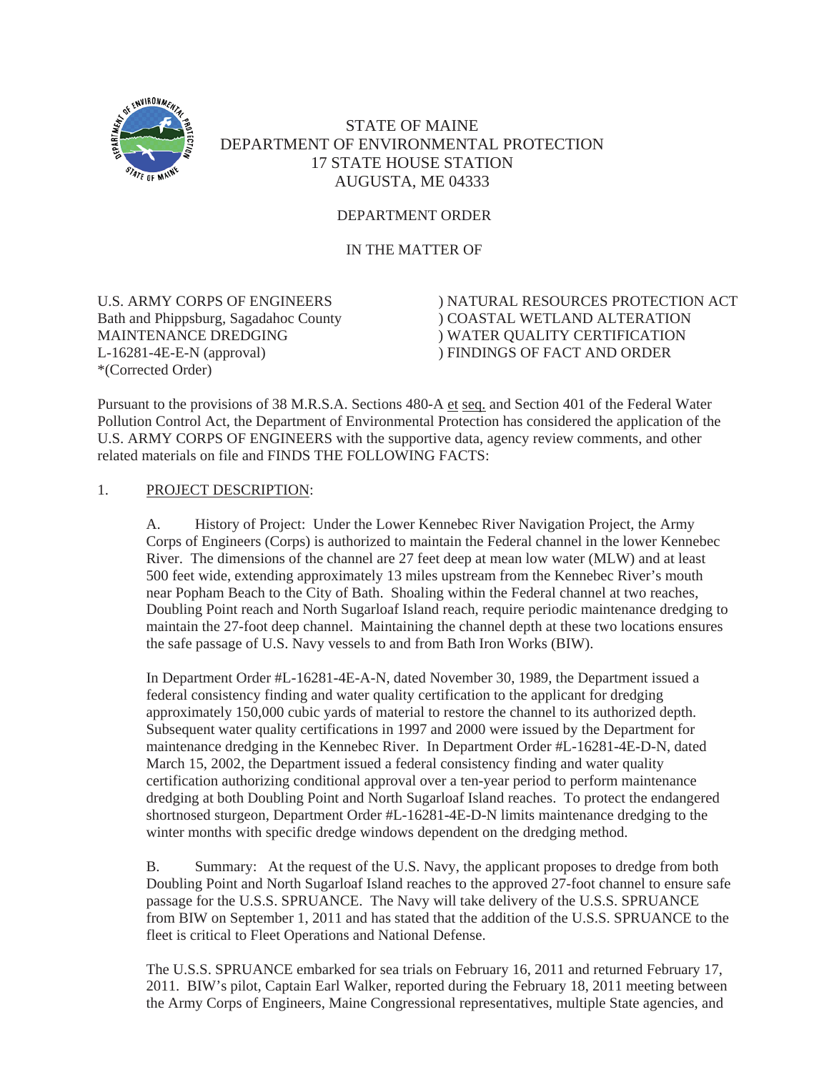STATE OF MAINE
DEPARTMENT OF ENVIRONMENTAL PROTECTION
17 STATE HOUSE STATION
AUGUSTA, ME 04333

DEPARTMENT ORDER

IN THE MATTER OF

| | |
|---|---|
| U.S. ARMY CORPS OF ENGINEERS | ) NATURAL RESOURCES PROTECTION ACT |
| Bath and Phippsburg, Sagadahoc County | ) COASTAL WETLAND ALTERATION |
| MAINTENANCE DREDGING | ) WATER QUALITY CERTIFICATION |
| L-16281-4E-E-N (approval) | ) FINDINGS OF FACT AND ORDER |
| *(Corrected Order) | |

Pursuant to the provisions of 38 M.R.S.A. Sections 480-A et seq. and Section 401 of the Federal Water Pollution Control Act, the Department of Environmental Protection has considered the application of the U.S. ARMY CORPS OF ENGINEERS with the supportive data, agency review comments, and other related materials on file and FINDS THE FOLLOWING FACTS:

1. PROJECT DESCRIPTION:

A. History of Project: Under the Lower Kennebec River Navigation Project, the Army Corps of Engineers (Corps) is authorized to maintain the Federal channel in the lower Kennebec River. The dimensions of the channel are 27 feet deep at mean low water (MLW) and at least 500 feet wide, extending approximately 13 miles upstream from the Kennebec River's mouth near Popham Beach to the City of Bath. Shoaling within the Federal channel at two reaches, Doubling Point reach and North Sugarloaf Island reach, require periodic maintenance dredging to maintain the 27-foot deep channel. Maintaining the channel depth at these two locations ensures the safe passage of U.S. Navy vessels to and from Bath Iron Works (BIW).

In Department Order #L-16281-4E-A-N, dated November 30, 1989, the Department issued a federal consistency finding and water quality certification to the applicant for dredging approximately 150,000 cubic yards of material to restore the channel to its authorized depth. Subsequent water quality certifications in 1997 and 2000 were issued by the Department for maintenance dredging in the Kennebec River. In Department Order #L-16281-4E-D-N, dated March 15, 2002, the Department issued a federal consistency finding and water quality certification authorizing conditional approval over a ten-year period to perform maintenance dredging at both Doubling Point and North Sugarloaf Island reaches. To protect the endangered shortnosed sturgeon, Department Order #L-16281-4E-D-N limits maintenance dredging to the winter months with specific dredge windows dependent on the dredging method.

B. Summary: At the request of the U.S. Navy, the applicant proposes to dredge from both Doubling Point and North Sugarloaf Island reaches to the approved 27-foot channel to ensure safe passage for the U.S.S. SPRUANCE. The Navy will take delivery of the U.S.S. SPRUANCE from BIW on September 1, 2011 and has stated that the addition of the U.S.S. SPRUANCE to the fleet is critical to Fleet Operations and National Defense.

The U.S.S. SPRUANCE embarked for sea trials on February 16, 2011 and returned February 17, 2011. BIW's pilot, Captain Earl Walker, reported during the February 18, 2011 meeting between the Army Corps of Engineers, Maine Congressional representatives, multiple State agencies, and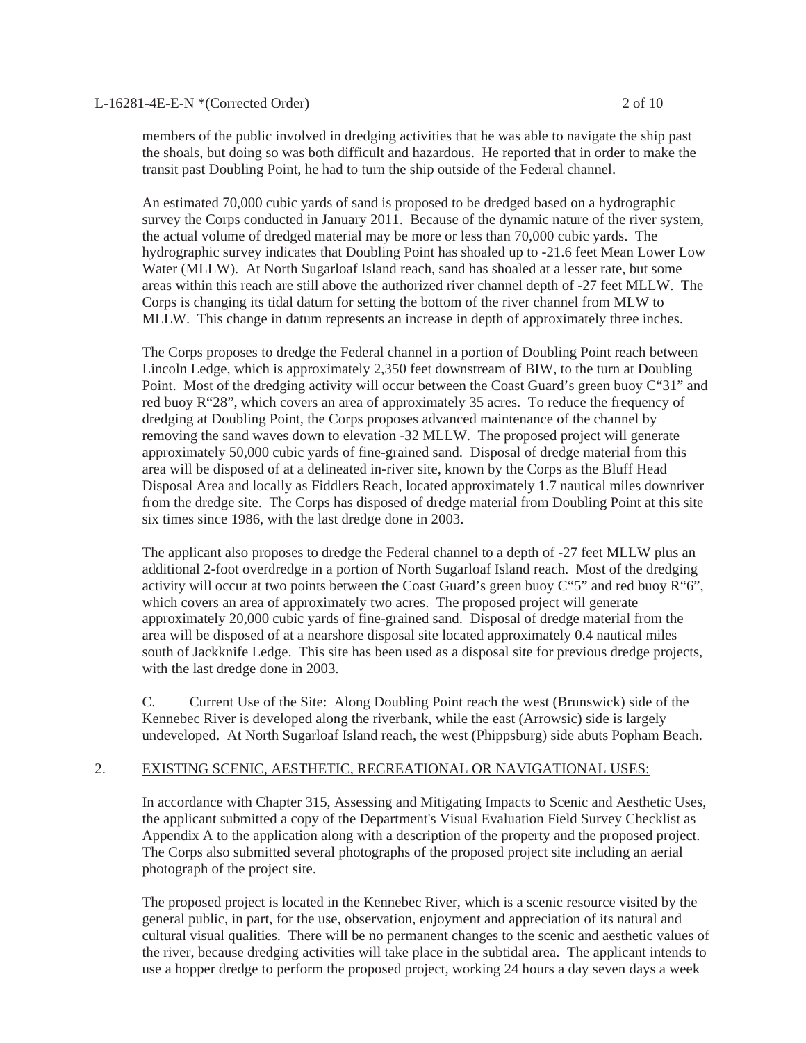members of the public involved in dredging activities that he was able to navigate the ship past the shoals, but doing so was both difficult and hazardous. He reported that in order to make the transit past Doubling Point, he had to turn the ship outside of the Federal channel.

An estimated 70,000 cubic yards of sand is proposed to be dredged based on a hydrographic survey the Corps conducted in January 2011. Because of the dynamic nature of the river system, the actual volume of dredged material may be more or less than 70,000 cubic yards. The hydrographic survey indicates that Doubling Point has shoaled up to -21.6 feet Mean Lower Low Water (MLLW). At North Sugarloaf Island reach, sand has shoaled at a lesser rate, but some areas within this reach are still above the authorized river channel depth of -27 feet MLLW. The Corps is changing its tidal datum for setting the bottom of the river channel from MLW to MLLW. This change in datum represents an increase in depth of approximately three inches.

The Corps proposes to dredge the Federal channel in a portion of Doubling Point reach between Lincoln Ledge, which is approximately 2,350 feet downstream of BIW, to the turn at Doubling Point. Most of the dredging activity will occur between the Coast Guard's green buoy C"31" and red buoy R"28", which covers an area of approximately 35 acres. To reduce the frequency of dredging at Doubling Point, the Corps proposes advanced maintenance of the channel by removing the sand waves down to elevation -32 MLLW. The proposed project will generate approximately 50,000 cubic yards of fine-grained sand. Disposal of dredge material from this area will be disposed of at a delineated in-river site, known by the Corps as the Bluff Head Disposal Area and locally as Fiddlers Reach, located approximately 1.7 nautical miles downriver from the dredge site. The Corps has disposed of dredge material from Doubling Point at this site six times since 1986, with the last dredge done in 2003.

The applicant also proposes to dredge the Federal channel to a depth of -27 feet MLLW plus an additional 2-foot overdredge in a portion of North Sugarloaf Island reach. Most of the dredging activity will occur at two points between the Coast Guard's green buoy C"5" and red buoy R"6", which covers an area of approximately two acres. The proposed project will generate approximately 20,000 cubic yards of fine-grained sand. Disposal of dredge material from the area will be disposed of at a nearshore disposal site located approximately 0.4 nautical miles south of Jackknife Ledge. This site has been used as a disposal site for previous dredge projects, with the last dredge done in 2003.

C. Current Use of the Site: Along Doubling Point reach the west (Brunswick) side of the Kennebec River is developed along the riverbank, while the east (Arrowsic) side is largely undeveloped. At North Sugarloaf Island reach, the west (Phippsburg) side abuts Popham Beach.

## 2. EXISTING SCENIC, AESTHETIC, RECREATIONAL OR NAVIGATIONAL USES:

In accordance with Chapter 315, Assessing and Mitigating Impacts to Scenic and Aesthetic Uses, the applicant submitted a copy of the Department's Visual Evaluation Field Survey Checklist as Appendix A to the application along with a description of the property and the proposed project. The Corps also submitted several photographs of the proposed project site including an aerial photograph of the project site.

The proposed project is located in the Kennebec River, which is a scenic resource visited by the general public, in part, for the use, observation, enjoyment and appreciation of its natural and cultural visual qualities. There will be no permanent changes to the scenic and aesthetic values of the river, because dredging activities will take place in the subtidal area. The applicant intends to use a hopper dredge to perform the proposed project, working 24 hours a day seven days a week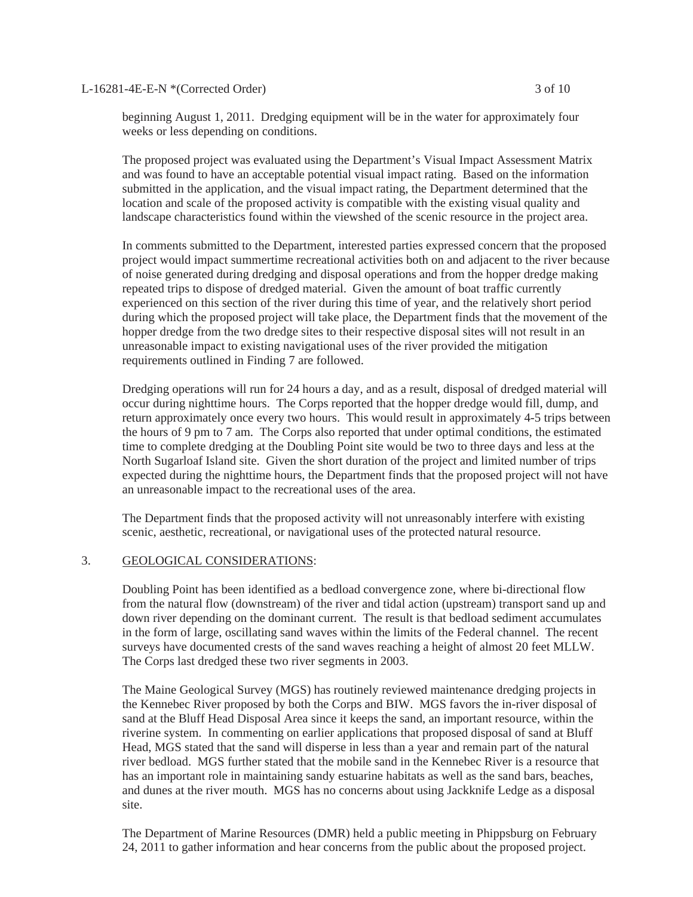beginning August 1, 2011. Dredging equipment will be in the water for approximately four weeks or less depending on conditions.

The proposed project was evaluated using the Department's Visual Impact Assessment Matrix and was found to have an acceptable potential visual impact rating. Based on the information submitted in the application, and the visual impact rating, the Department determined that the location and scale of the proposed activity is compatible with the existing visual quality and landscape characteristics found within the viewshed of the scenic resource in the project area.

In comments submitted to the Department, interested parties expressed concern that the proposed project would impact summertime recreational activities both on and adjacent to the river because of noise generated during dredging and disposal operations and from the hopper dredge making repeated trips to dispose of dredged material. Given the amount of boat traffic currently experienced on this section of the river during this time of year, and the relatively short period during which the proposed project will take place, the Department finds that the movement of the hopper dredge from the two dredge sites to their respective disposal sites will not result in an unreasonable impact to existing navigational uses of the river provided the mitigation requirements outlined in Finding 7 are followed.

Dredging operations will run for 24 hours a day, and as a result, disposal of dredged material will occur during nighttime hours. The Corps reported that the hopper dredge would fill, dump, and return approximately once every two hours. This would result in approximately 4-5 trips between the hours of 9 pm to 7 am. The Corps also reported that under optimal conditions, the estimated time to complete dredging at the Doubling Point site would be two to three days and less at the North Sugarloaf Island site. Given the short duration of the project and limited number of trips expected during the nighttime hours, the Department finds that the proposed project will not have an unreasonable impact to the recreational uses of the area.

The Department finds that the proposed activity will not unreasonably interfere with existing scenic, aesthetic, recreational, or navigational uses of the protected natural resource.

3. <u>GEOLOGICAL CONSIDERATIONS</u>:

Doubling Point has been identified as a bedload convergence zone, where bi-directional flow from the natural flow (downstream) of the river and tidal action (upstream) transport sand up and down river depending on the dominant current. The result is that bedload sediment accumulates in the form of large, oscillating sand waves within the limits of the Federal channel. The recent surveys have documented crests of the sand waves reaching a height of almost 20 feet MLLW. The Corps last dredged these two river segments in 2003.

The Maine Geological Survey (MGS) has routinely reviewed maintenance dredging projects in the Kennebec River proposed by both the Corps and BIW. MGS favors the in-river disposal of sand at the Bluff Head Disposal Area since it keeps the sand, an important resource, within the riverine system. In commenting on earlier applications that proposed disposal of sand at Bluff Head, MGS stated that the sand will disperse in less than a year and remain part of the natural river bedload. MGS further stated that the mobile sand in the Kennebec River is a resource that has an important role in maintaining sandy estuarine habitats as well as the sand bars, beaches, and dunes at the river mouth. MGS has no concerns about using Jackknife Ledge as a disposal site.

The Department of Marine Resources (DMR) held a public meeting in Phippsburg on February 24, 2011 to gather information and hear concerns from the public about the proposed project.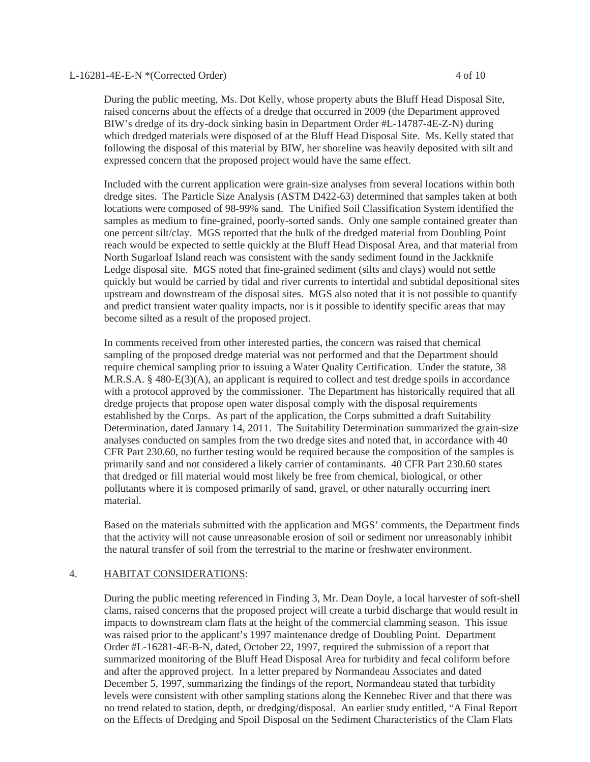During the public meeting, Ms. Dot Kelly, whose property abuts the Bluff Head Disposal Site, raised concerns about the effects of a dredge that occurred in 2009 (the Department approved BIW's dredge of its dry-dock sinking basin in Department Order #L-14787-4E-Z-N) during which dredged materials were disposed of at the Bluff Head Disposal Site. Ms. Kelly stated that following the disposal of this material by BIW, her shoreline was heavily deposited with silt and expressed concern that the proposed project would have the same effect.

Included with the current application were grain-size analyses from several locations within both dredge sites. The Particle Size Analysis (ASTM D422-63) determined that samples taken at both locations were composed of 98-99% sand. The Unified Soil Classification System identified the samples as medium to fine-grained, poorly-sorted sands. Only one sample contained greater than one percent silt/clay. MGS reported that the bulk of the dredged material from Doubling Point reach would be expected to settle quickly at the Bluff Head Disposal Area, and that material from North Sugarloaf Island reach was consistent with the sandy sediment found in the Jackknife Ledge disposal site. MGS noted that fine-grained sediment (silts and clays) would not settle quickly but would be carried by tidal and river currents to intertidal and subtidal depositional sites upstream and downstream of the disposal sites. MGS also noted that it is not possible to quantify and predict transient water quality impacts, nor is it possible to identify specific areas that may become silted as a result of the proposed project.

In comments received from other interested parties, the concern was raised that chemical sampling of the proposed dredge material was not performed and that the Department should require chemical sampling prior to issuing a Water Quality Certification. Under the statute, 38 M.R.S.A. § 480-E(3)(A), an applicant is required to collect and test dredge spoils in accordance with a protocol approved by the commissioner. The Department has historically required that all dredge projects that propose open water disposal comply with the disposal requirements established by the Corps. As part of the application, the Corps submitted a draft Suitability Determination, dated January 14, 2011. The Suitability Determination summarized the grain-size analyses conducted on samples from the two dredge sites and noted that, in accordance with 40 CFR Part 230.60, no further testing would be required because the composition of the samples is primarily sand and not considered a likely carrier of contaminants. 40 CFR Part 230.60 states that dredged or fill material would most likely be free from chemical, biological, or other pollutants where it is composed primarily of sand, gravel, or other naturally occurring inert material.

Based on the materials submitted with the application and MGS' comments, the Department finds that the activity will not cause unreasonable erosion of soil or sediment nor unreasonably inhibit the natural transfer of soil from the terrestrial to the marine or freshwater environment.

4. HABITAT CONSIDERATIONS:

During the public meeting referenced in Finding 3, Mr. Dean Doyle, a local harvester of soft-shell clams, raised concerns that the proposed project will create a turbid discharge that would result in impacts to downstream clam flats at the height of the commercial clamming season. This issue was raised prior to the applicant's 1997 maintenance dredge of Doubling Point. Department Order #L-16281-4E-B-N, dated, October 22, 1997, required the submission of a report that summarized monitoring of the Bluff Head Disposal Area for turbidity and fecal coliform before and after the approved project. In a letter prepared by Normandeau Associates and dated December 5, 1997, summarizing the findings of the report, Normandeau stated that turbidity levels were consistent with other sampling stations along the Kennebec River and that there was no trend related to station, depth, or dredging/disposal. An earlier study entitled, "A Final Report on the Effects of Dredging and Spoil Disposal on the Sediment Characteristics of the Clam Flats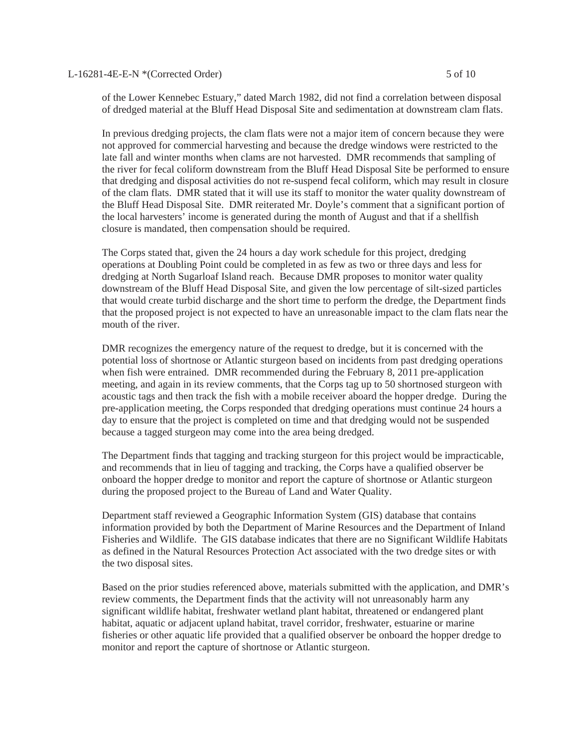of the Lower Kennebec Estuary," dated March 1982, did not find a correlation between disposal of dredged material at the Bluff Head Disposal Site and sedimentation at downstream clam flats.

In previous dredging projects, the clam flats were not a major item of concern because they were not approved for commercial harvesting and because the dredge windows were restricted to the late fall and winter months when clams are not harvested. DMR recommends that sampling of the river for fecal coliform downstream from the Bluff Head Disposal Site be performed to ensure that dredging and disposal activities do not re-suspend fecal coliform, which may result in closure of the clam flats. DMR stated that it will use its staff to monitor the water quality downstream of the Bluff Head Disposal Site. DMR reiterated Mr. Doyle's comment that a significant portion of the local harvesters' income is generated during the month of August and that if a shellfish closure is mandated, then compensation should be required.

The Corps stated that, given the 24 hours a day work schedule for this project, dredging operations at Doubling Point could be completed in as few as two or three days and less for dredging at North Sugarloaf Island reach. Because DMR proposes to monitor water quality downstream of the Bluff Head Disposal Site, and given the low percentage of silt-sized particles that would create turbid discharge and the short time to perform the dredge, the Department finds that the proposed project is not expected to have an unreasonable impact to the clam flats near the mouth of the river.

DMR recognizes the emergency nature of the request to dredge, but it is concerned with the potential loss of shortnose or Atlantic sturgeon based on incidents from past dredging operations when fish were entrained. DMR recommended during the February 8, 2011 pre-application meeting, and again in its review comments, that the Corps tag up to 50 shortnosed sturgeon with acoustic tags and then track the fish with a mobile receiver aboard the hopper dredge. During the pre-application meeting, the Corps responded that dredging operations must continue 24 hours a day to ensure that the project is completed on time and that dredging would not be suspended because a tagged sturgeon may come into the area being dredged.

The Department finds that tagging and tracking sturgeon for this project would be impracticable, and recommends that in lieu of tagging and tracking, the Corps have a qualified observer be onboard the hopper dredge to monitor and report the capture of shortnose or Atlantic sturgeon during the proposed project to the Bureau of Land and Water Quality.

Department staff reviewed a Geographic Information System (GIS) database that contains information provided by both the Department of Marine Resources and the Department of Inland Fisheries and Wildlife. The GIS database indicates that there are no Significant Wildlife Habitats as defined in the Natural Resources Protection Act associated with the two dredge sites or with the two disposal sites.

Based on the prior studies referenced above, materials submitted with the application, and DMR's review comments, the Department finds that the activity will not unreasonably harm any significant wildlife habitat, freshwater wetland plant habitat, threatened or endangered plant habitat, aquatic or adjacent upland habitat, travel corridor, freshwater, estuarine or marine fisheries or other aquatic life provided that a qualified observer be onboard the hopper dredge to monitor and report the capture of shortnose or Atlantic sturgeon.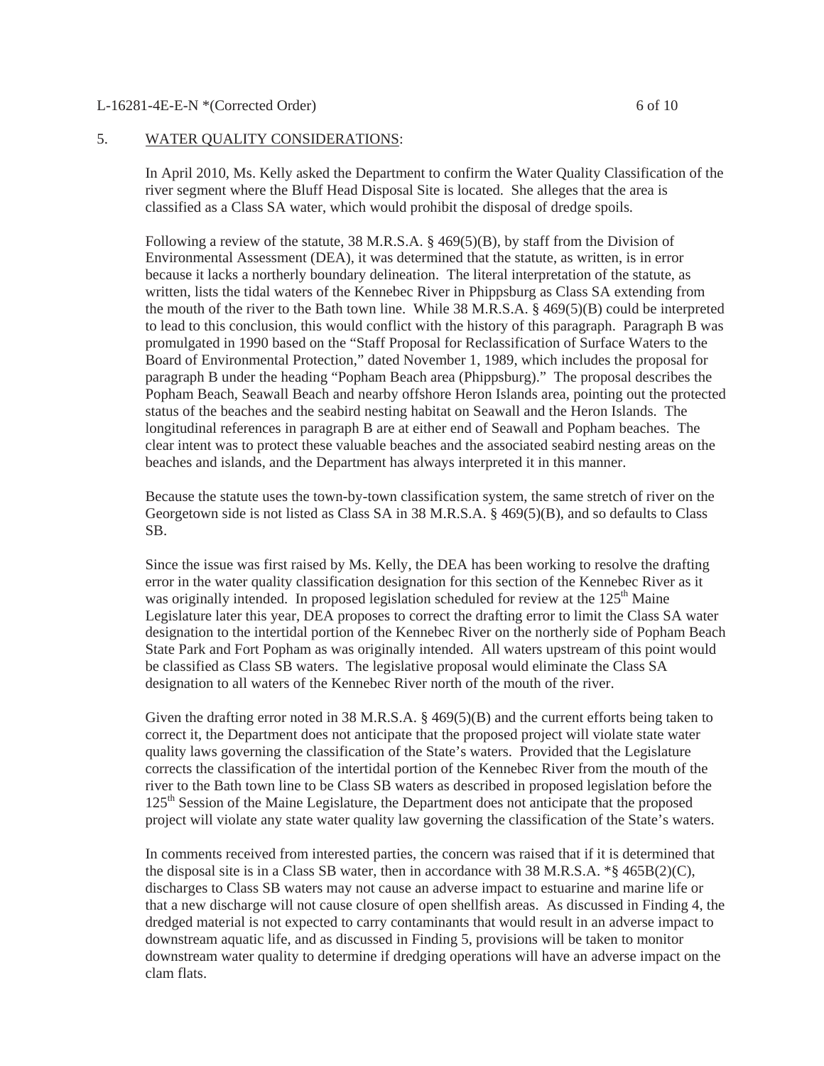5. WATER QUALITY CONSIDERATIONS:

In April 2010, Ms. Kelly asked the Department to confirm the Water Quality Classification of the river segment where the Bluff Head Disposal Site is located. She alleges that the area is classified as a Class SA water, which would prohibit the disposal of dredge spoils.

Following a review of the statute, 38 M.R.S.A. § 469(5)(B), by staff from the Division of Environmental Assessment (DEA), it was determined that the statute, as written, is in error because it lacks a northerly boundary delineation. The literal interpretation of the statute, as written, lists the tidal waters of the Kennebec River in Phippsburg as Class SA extending from the mouth of the river to the Bath town line. While 38 M.R.S.A. § 469(5)(B) could be interpreted to lead to this conclusion, this would conflict with the history of this paragraph. Paragraph B was promulgated in 1990 based on the "Staff Proposal for Reclassification of Surface Waters to the Board of Environmental Protection," dated November 1, 1989, which includes the proposal for paragraph B under the heading "Popham Beach area (Phippsburg)." The proposal describes the Popham Beach, Seawall Beach and nearby offshore Heron Islands area, pointing out the protected status of the beaches and the seabird nesting habitat on Seawall and the Heron Islands. The longitudinal references in paragraph B are at either end of Seawall and Popham beaches. The clear intent was to protect these valuable beaches and the associated seabird nesting areas on the beaches and islands, and the Department has always interpreted it in this manner.

Because the statute uses the town-by-town classification system, the same stretch of river on the Georgetown side is not listed as Class SA in 38 M.R.S.A. § 469(5)(B), and so defaults to Class SB.

Since the issue was first raised by Ms. Kelly, the DEA has been working to resolve the drafting error in the water quality classification designation for this section of the Kennebec River as it was originally intended. In proposed legislation scheduled for review at the 125th Maine Legislature later this year, DEA proposes to correct the drafting error to limit the Class SA water designation to the intertidal portion of the Kennebec River on the northerly side of Popham Beach State Park and Fort Popham as was originally intended. All waters upstream of this point would be classified as Class SB waters. The legislative proposal would eliminate the Class SA designation to all waters of the Kennebec River north of the mouth of the river.

Given the drafting error noted in 38 M.R.S.A. § 469(5)(B) and the current efforts being taken to correct it, the Department does not anticipate that the proposed project will violate state water quality laws governing the classification of the State's waters. Provided that the Legislature corrects the classification of the intertidal portion of the Kennebec River from the mouth of the river to the Bath town line to be Class SB waters as described in proposed legislation before the 125th Session of the Maine Legislature, the Department does not anticipate that the proposed project will violate any state water quality law governing the classification of the State's waters.

In comments received from interested parties, the concern was raised that if it is determined that the disposal site is in a Class SB water, then in accordance with 38 M.R.S.A. *§ 465B(2)(C), discharges to Class SB waters may not cause an adverse impact to estuarine and marine life or that a new discharge will not cause closure of open shellfish areas. As discussed in Finding 4, the dredged material is not expected to carry contaminants that would result in an adverse impact to downstream aquatic life, and as discussed in Finding 5, provisions will be taken to monitor downstream water quality to determine if dredging operations will have an adverse impact on the clam flats.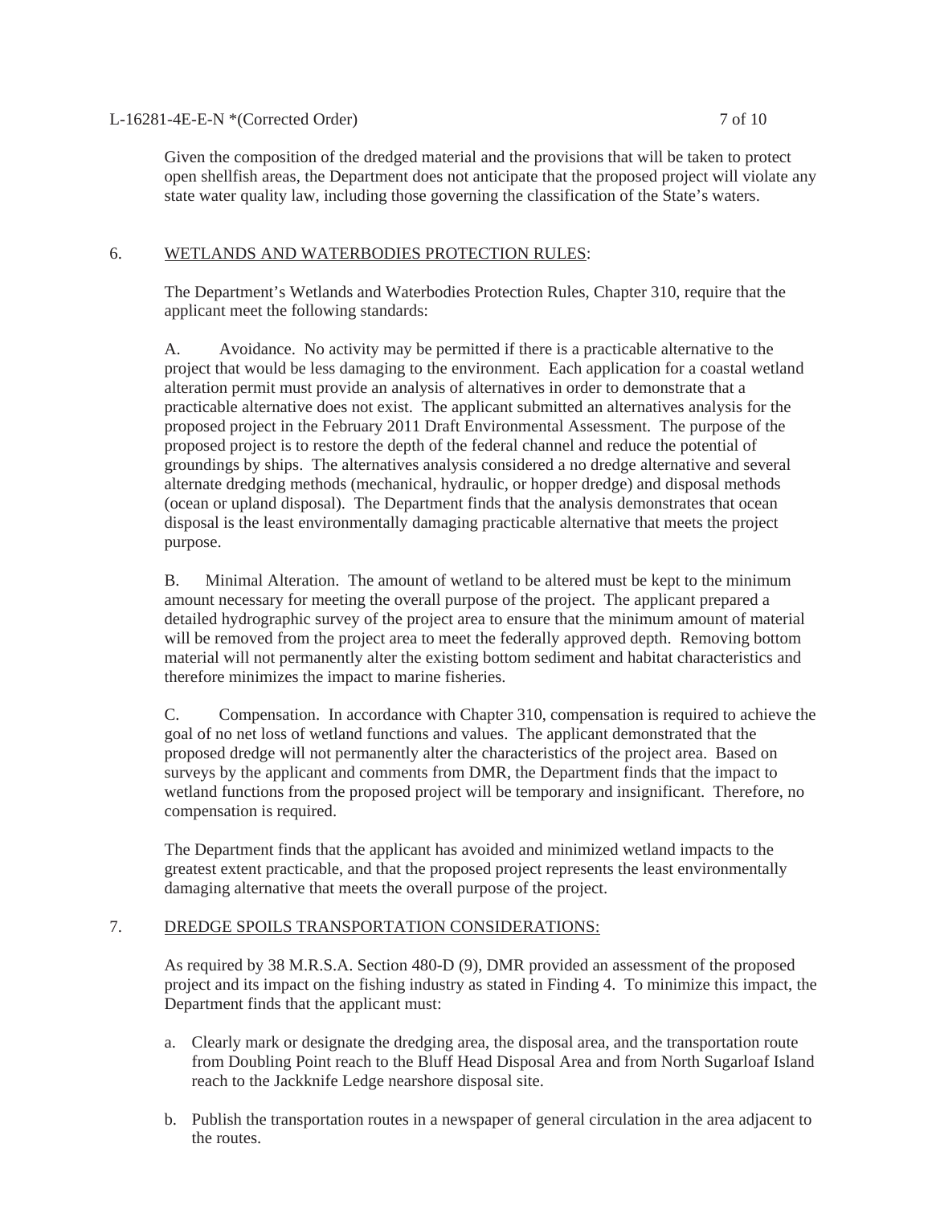Given the composition of the dredged material and the provisions that will be taken to protect open shellfish areas, the Department does not anticipate that the proposed project will violate any state water quality law, including those governing the classification of the State's waters.

6. <u>WETLANDS AND WATERBODIES PROTECTION RULES</u>:

The Department's Wetlands and Waterbodies Protection Rules, Chapter 310, require that the applicant meet the following standards:

A. Avoidance. No activity may be permitted if there is a practicable alternative to the project that would be less damaging to the environment. Each application for a coastal wetland alteration permit must provide an analysis of alternatives in order to demonstrate that a practicable alternative does not exist. The applicant submitted an alternatives analysis for the proposed project in the February 2011 Draft Environmental Assessment. The purpose of the proposed project is to restore the depth of the federal channel and reduce the potential of groundings by ships. The alternatives analysis considered a no dredge alternative and several alternate dredging methods (mechanical, hydraulic, or hopper dredge) and disposal methods (ocean or upland disposal). The Department finds that the analysis demonstrates that ocean disposal is the least environmentally damaging practicable alternative that meets the project purpose.

B. Minimal Alteration. The amount of wetland to be altered must be kept to the minimum amount necessary for meeting the overall purpose of the project. The applicant prepared a detailed hydrographic survey of the project area to ensure that the minimum amount of material will be removed from the project area to meet the federally approved depth. Removing bottom material will not permanently alter the existing bottom sediment and habitat characteristics and therefore minimizes the impact to marine fisheries.

C. Compensation. In accordance with Chapter 310, compensation is required to achieve the goal of no net loss of wetland functions and values. The applicant demonstrated that the proposed dredge will not permanently alter the characteristics of the project area. Based on surveys by the applicant and comments from DMR, the Department finds that the impact to wetland functions from the proposed project will be temporary and insignificant. Therefore, no compensation is required.

The Department finds that the applicant has avoided and minimized wetland impacts to the greatest extent practicable, and that the proposed project represents the least environmentally damaging alternative that meets the overall purpose of the project.

7. <u>DREDGE SPOILS TRANSPORTATION CONSIDERATIONS:</u>

As required by 38 M.R.S.A. Section 480-D (9), DMR provided an assessment of the proposed project and its impact on the fishing industry as stated in Finding 4. To minimize this impact, the Department finds that the applicant must:

a. Clearly mark or designate the dredging area, the disposal area, and the transportation route from Doubling Point reach to the Bluff Head Disposal Area and from North Sugarloaf Island reach to the Jackknife Ledge nearshore disposal site.

b. Publish the transportation routes in a newspaper of general circulation in the area adjacent to the routes.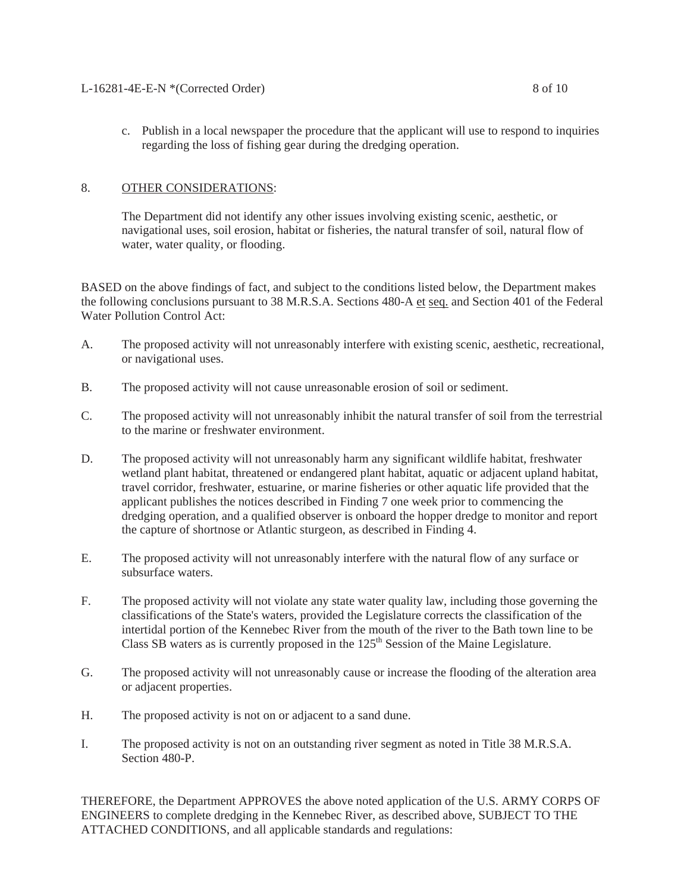c. Publish in a local newspaper the procedure that the applicant will use to respond to inquiries regarding the loss of fishing gear during the dredging operation.

8. OTHER CONSIDERATIONS:

The Department did not identify any other issues involving existing scenic, aesthetic, or navigational uses, soil erosion, habitat or fisheries, the natural transfer of soil, natural flow of water, water quality, or flooding.

BASED on the above findings of fact, and subject to the conditions listed below, the Department makes the following conclusions pursuant to 38 M.R.S.A. Sections 480-A et seq. and Section 401 of the Federal Water Pollution Control Act:

A. The proposed activity will not unreasonably interfere with existing scenic, aesthetic, recreational, or navigational uses.

B. The proposed activity will not cause unreasonable erosion of soil or sediment.

C. The proposed activity will not unreasonably inhibit the natural transfer of soil from the terrestrial to the marine or freshwater environment.

D. The proposed activity will not unreasonably harm any significant wildlife habitat, freshwater wetland plant habitat, threatened or endangered plant habitat, aquatic or adjacent upland habitat, travel corridor, freshwater, estuarine, or marine fisheries or other aquatic life provided that the applicant publishes the notices described in Finding 7 one week prior to commencing the dredging operation, and a qualified observer is onboard the hopper dredge to monitor and report the capture of shortnose or Atlantic sturgeon, as described in Finding 4.

E. The proposed activity will not unreasonably interfere with the natural flow of any surface or subsurface waters.

F. The proposed activity will not violate any state water quality law, including those governing the classifications of the State's waters, provided the Legislature corrects the classification of the intertidal portion of the Kennebec River from the mouth of the river to the Bath town line to be Class SB waters as is currently proposed in the 125th Session of the Maine Legislature.

G. The proposed activity will not unreasonably cause or increase the flooding of the alteration area or adjacent properties.

H. The proposed activity is not on or adjacent to a sand dune.

I. The proposed activity is not on an outstanding river segment as noted in Title 38 M.R.S.A. Section 480-P.

THEREFORE, the Department APPROVES the above noted application of the U.S. ARMY CORPS OF ENGINEERS to complete dredging in the Kennebec River, as described above, SUBJECT TO THE ATTACHED CONDITIONS, and all applicable standards and regulations: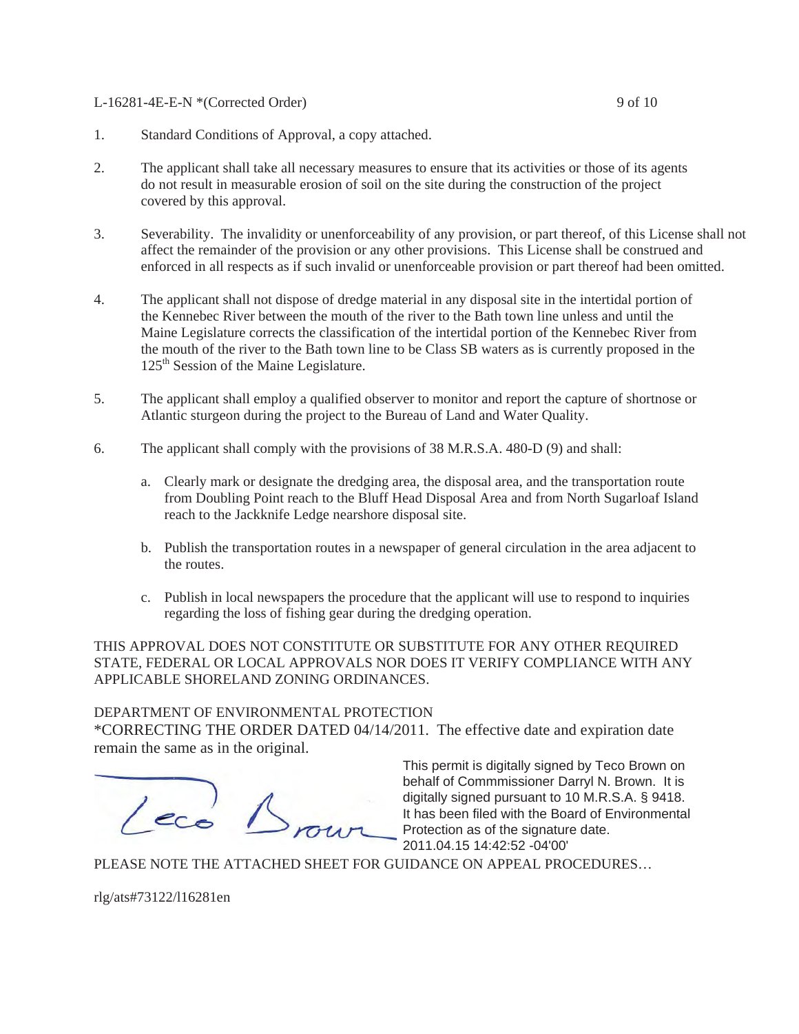1. Standard Conditions of Approval, a copy attached.

2. The applicant shall take all necessary measures to ensure that its activities or those of its agents do not result in measurable erosion of soil on the site during the construction of the project covered by this approval.

3. Severability. The invalidity or unenforceability of any provision, or part thereof, of this License shall not affect the remainder of the provision or any other provisions. This License shall be construed and enforced in all respects as if such invalid or unenforceable provision or part thereof had been omitted.

4. The applicant shall not dispose of dredge material in any disposal site in the intertidal portion of the Kennebec River between the mouth of the river to the Bath town line unless and until the Maine Legislature corrects the classification of the intertidal portion of the Kennebec River from the mouth of the river to the Bath town line to be Class SB waters as is currently proposed in the 125th Session of the Maine Legislature.

5. The applicant shall employ a qualified observer to monitor and report the capture of shortnose or Atlantic sturgeon during the project to the Bureau of Land and Water Quality.

6. The applicant shall comply with the provisions of 38 M.R.S.A. 480-D (9) and shall:

   a. Clearly mark or designate the dredging area, the disposal area, and the transportation route from Doubling Point reach to the Bluff Head Disposal Area and from North Sugarloaf Island reach to the Jackknife Ledge nearshore disposal site.

   b. Publish the transportation routes in a newspaper of general circulation in the area adjacent to the routes.

   c. Publish in local newspapers the procedure that the applicant will use to respond to inquiries regarding the loss of fishing gear during the dredging operation.

THIS APPROVAL DOES NOT CONSTITUTE OR SUBSTITUTE FOR ANY OTHER REQUIRED STATE, FEDERAL OR LOCAL APPROVALS NOR DOES IT VERIFY COMPLIANCE WITH ANY APPLICABLE SHORELAND ZONING ORDINANCES.

DEPARTMENT OF ENVIRONMENTAL PROTECTION
*CORRECTING THE ORDER DATED 04/14/2011. The effective date and expiration date remain the same as in the original.

Teco Brown

This permit is digitally signed by Teco Brown on behalf of Commmissioner Darryl N. Brown. It is digitally signed pursuant to 10 M.R.S.A. § 9418. It has been filed with the Board of Environmental Protection as of the signature date. 2011.04.15 14:42:52 -04'00'

PLEASE NOTE THE ATTACHED SHEET FOR GUIDANCE ON APPEAL PROCEDURES…

rlg/ats#73122/l16281en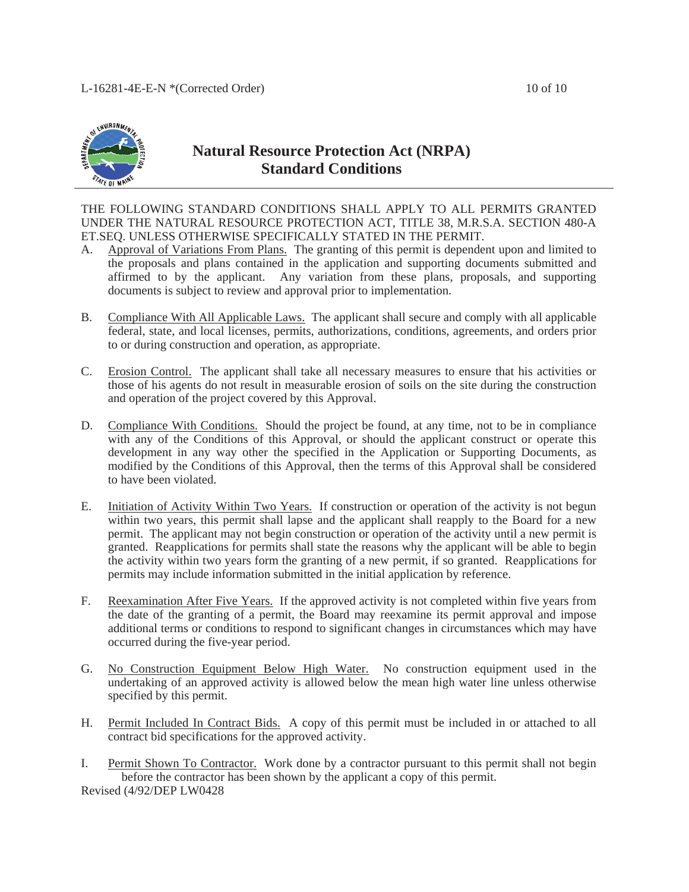# Natural Resource Protection Act (NRPA) Standard Conditions

THE FOLLOWING STANDARD CONDITIONS SHALL APPLY TO ALL PERMITS GRANTED UNDER THE NATURAL RESOURCE PROTECTION ACT, TITLE 38, M.R.S.A. SECTION 480-A ET.SEQ. UNLESS OTHERWISE SPECIFICALLY STATED IN THE PERMIT.

A. Approval of Variations From Plans. The granting of this permit is dependent upon and limited to the proposals and plans contained in the application and supporting documents submitted and affirmed to by the applicant. Any variation from these plans, proposals, and supporting documents is subject to review and approval prior to implementation.

B. Compliance With All Applicable Laws. The applicant shall secure and comply with all applicable federal, state, and local licenses, permits, authorizations, conditions, agreements, and orders prior to or during construction and operation, as appropriate.

C. Erosion Control. The applicant shall take all necessary measures to ensure that his activities or those of his agents do not result in measurable erosion of soils on the site during the construction and operation of the project covered by this Approval.

D. Compliance With Conditions. Should the project be found, at any time, not to be in compliance with any of the Conditions of this Approval, or should the applicant construct or operate this development in any way other the specified in the Application or Supporting Documents, as modified by the Conditions of this Approval, then the terms of this Approval shall be considered to have been violated.

E. Initiation of Activity Within Two Years. If construction or operation of the activity is not begun within two years, this permit shall lapse and the applicant shall reapply to the Board for a new permit. The applicant may not begin construction or operation of the activity until a new permit is granted. Reapplications for permits shall state the reasons why the applicant will be able to begin the activity within two years form the granting of a new permit, if so granted. Reapplications for permits may include information submitted in the initial application by reference.

F. Reexamination After Five Years. If the approved activity is not completed within five years from the date of the granting of a permit, the Board may reexamine its permit approval and impose additional terms or conditions to respond to significant changes in circumstances which may have occurred during the five-year period.

G. No Construction Equipment Below High Water. No construction equipment used in the undertaking of an approved activity is allowed below the mean high water line unless otherwise specified by this permit.

H. Permit Included In Contract Bids. A copy of this permit must be included in or attached to all contract bid specifications for the approved activity.

I. Permit Shown To Contractor. Work done by a contractor pursuant to this permit shall not begin before the contractor has been shown by the applicant a copy of this permit.

Revised (4/92/DEP LW0428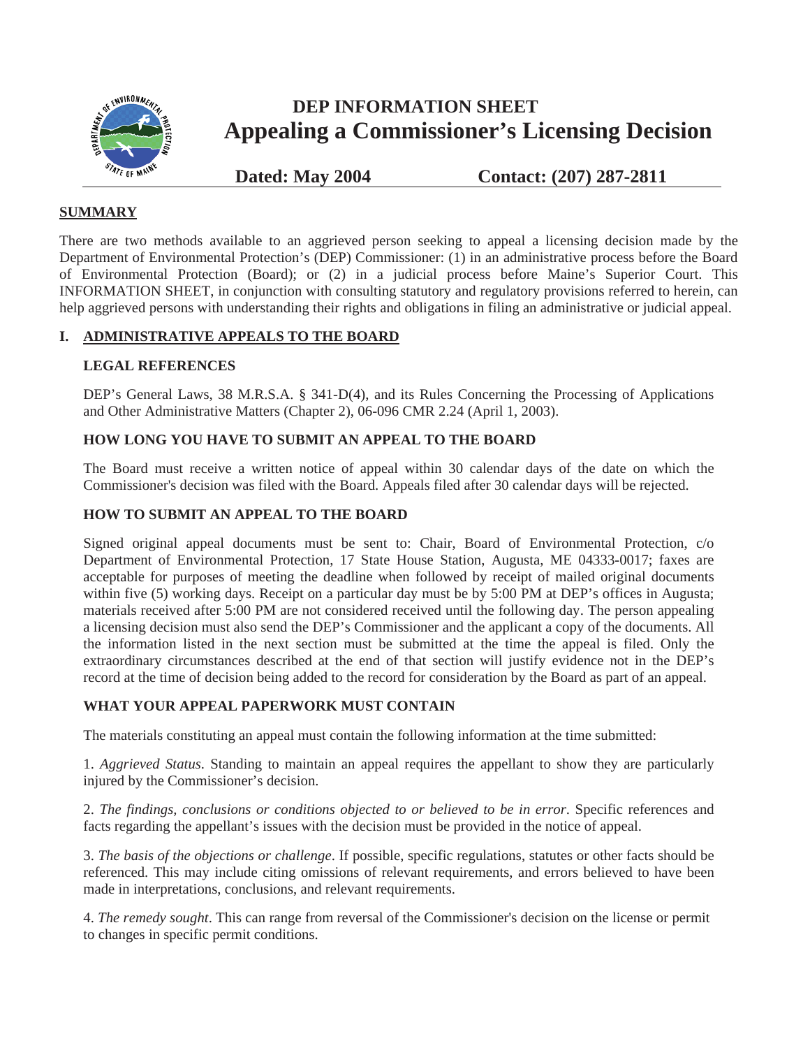# DEP INFORMATION SHEET

# Appealing a Commissioner's Licensing Decision

**Dated: May 2004** **Contact: (207) 287-2811**

## SUMMARY

There are two methods available to an aggrieved person seeking to appeal a licensing decision made by the Department of Environmental Protection's (DEP) Commissioner: (1) in an administrative process before the Board of Environmental Protection (Board); or (2) in a judicial process before Maine's Superior Court. This INFORMATION SHEET, in conjunction with consulting statutory and regulatory provisions referred to herein, can help aggrieved persons with understanding their rights and obligations in filing an administrative or judicial appeal.

## I. ADMINISTRATIVE APPEALS TO THE BOARD

### LEGAL REFERENCES

DEP's General Laws, 38 M.R.S.A. § 341-D(4), and its Rules Concerning the Processing of Applications and Other Administrative Matters (Chapter 2), 06-096 CMR 2.24 (April 1, 2003).

### HOW LONG YOU HAVE TO SUBMIT AN APPEAL TO THE BOARD

The Board must receive a written notice of appeal within 30 calendar days of the date on which the Commissioner's decision was filed with the Board. Appeals filed after 30 calendar days will be rejected.

### HOW TO SUBMIT AN APPEAL TO THE BOARD

Signed original appeal documents must be sent to: Chair, Board of Environmental Protection, c/o Department of Environmental Protection, 17 State House Station, Augusta, ME 04333-0017; faxes are acceptable for purposes of meeting the deadline when followed by receipt of mailed original documents within five (5) working days. Receipt on a particular day must be by 5:00 PM at DEP's offices in Augusta; materials received after 5:00 PM are not considered received until the following day. The person appealing a licensing decision must also send the DEP's Commissioner and the applicant a copy of the documents. All the information listed in the next section must be submitted at the time the appeal is filed. Only the extraordinary circumstances described at the end of that section will justify evidence not in the DEP's record at the time of decision being added to the record for consideration by the Board as part of an appeal.

### WHAT YOUR APPEAL PAPERWORK MUST CONTAIN

The materials constituting an appeal must contain the following information at the time submitted:

1. *Aggrieved Status*. Standing to maintain an appeal requires the appellant to show they are particularly injured by the Commissioner's decision.

2. *The findings, conclusions or conditions objected to or believed to be in error*. Specific references and facts regarding the appellant's issues with the decision must be provided in the notice of appeal.

3. *The basis of the objections or challenge*. If possible, specific regulations, statutes or other facts should be referenced. This may include citing omissions of relevant requirements, and errors believed to have been made in interpretations, conclusions, and relevant requirements.

4. *The remedy sought*. This can range from reversal of the Commissioner's decision on the license or permit to changes in specific permit conditions.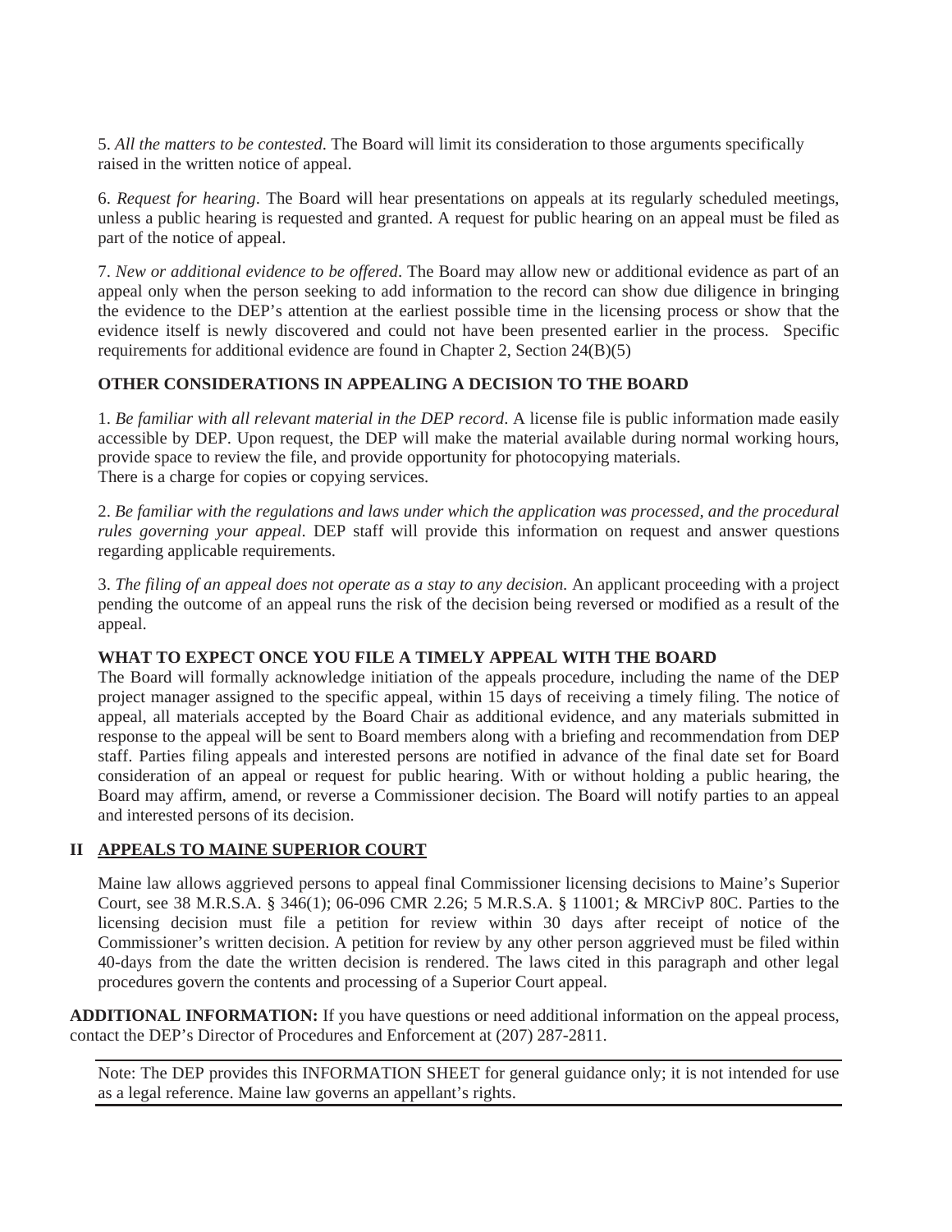5. *All the matters to be contested.* The Board will limit its consideration to those arguments specifically raised in the written notice of appeal.

6. *Request for hearing*. The Board will hear presentations on appeals at its regularly scheduled meetings, unless a public hearing is requested and granted. A request for public hearing on an appeal must be filed as part of the notice of appeal.

7. *New or additional evidence to be offered*. The Board may allow new or additional evidence as part of an appeal only when the person seeking to add information to the record can show due diligence in bringing the evidence to the DEP's attention at the earliest possible time in the licensing process or show that the evidence itself is newly discovered and could not have been presented earlier in the process. Specific requirements for additional evidence are found in Chapter 2, Section 24(B)(5)

**OTHER CONSIDERATIONS IN APPEALING A DECISION TO THE BOARD**

1. *Be familiar with all relevant material in the DEP record*. A license file is public information made easily accessible by DEP. Upon request, the DEP will make the material available during normal working hours, provide space to review the file, and provide opportunity for photocopying materials.
There is a charge for copies or copying services.

2. *Be familiar with the regulations and laws under which the application was processed, and the procedural rules governing your appeal*. DEP staff will provide this information on request and answer questions regarding applicable requirements.

3. *The filing of an appeal does not operate as a stay to any decision.* An applicant proceeding with a project pending the outcome of an appeal runs the risk of the decision being reversed or modified as a result of the appeal.

**WHAT TO EXPECT ONCE YOU FILE A TIMELY APPEAL WITH THE BOARD**

The Board will formally acknowledge initiation of the appeals procedure, including the name of the DEP project manager assigned to the specific appeal, within 15 days of receiving a timely filing. The notice of appeal, all materials accepted by the Board Chair as additional evidence, and any materials submitted in response to the appeal will be sent to Board members along with a briefing and recommendation from DEP staff. Parties filing appeals and interested persons are notified in advance of the final date set for Board consideration of an appeal or request for public hearing. With or without holding a public hearing, the Board may affirm, amend, or reverse a Commissioner decision. The Board will notify parties to an appeal and interested persons of its decision.

## II APPEALS TO MAINE SUPERIOR COURT

Maine law allows aggrieved persons to appeal final Commissioner licensing decisions to Maine's Superior Court, see 38 M.R.S.A. § 346(1); 06-096 CMR 2.26; 5 M.R.S.A. § 11001; & MRCivP 80C. Parties to the licensing decision must file a petition for review within 30 days after receipt of notice of the Commissioner's written decision. A petition for review by any other person aggrieved must be filed within 40-days from the date the written decision is rendered. The laws cited in this paragraph and other legal procedures govern the contents and processing of a Superior Court appeal.

**ADDITIONAL INFORMATION:** If you have questions or need additional information on the appeal process, contact the DEP's Director of Procedures and Enforcement at (207) 287-2811.

---

Note: The DEP provides this INFORMATION SHEET for general guidance only; it is not intended for use as a legal reference. Maine law governs an appellant's rights.

---